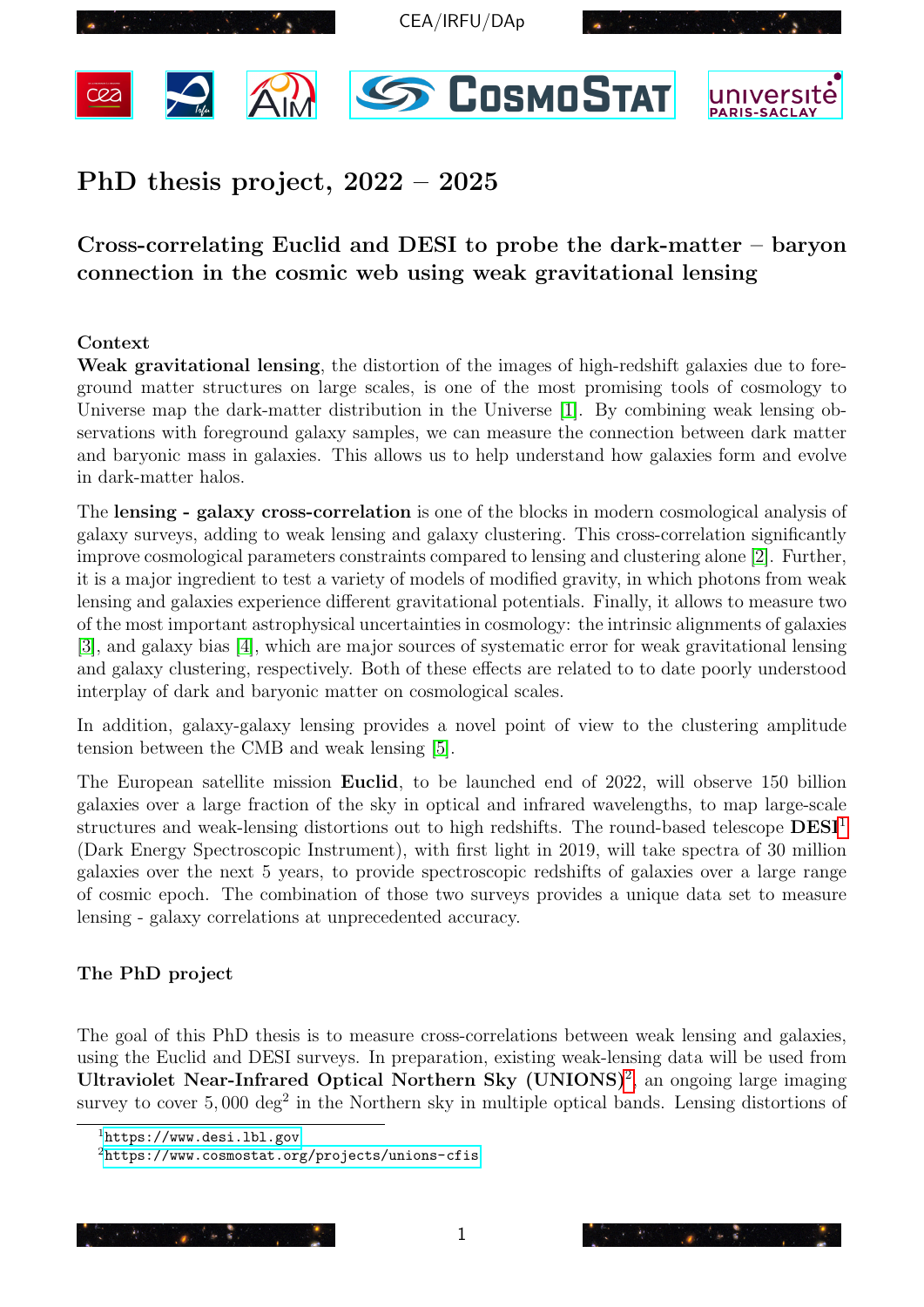CEA/IRFU/DAp

# PhD thesis project, 2022 – 2025

## Cross-correlating Euclid and DESI to probe the dark-matter – baryon connection in the cosmic web using weak gravitational lensing

### Context

**Weak gravitational lensing**, the distortion of the images of high-redshift galaxies due to foreground matter structures on large scales, is one of the most promising tools of cosmology to Universe map the dark-matter distribution in the Universe [1]. By combining weak lensing observations with foreground galaxy samples, we can measure the connection between dark matter and baryonic mass in galaxies. This allows us to help understand how galaxies form and evolve in dark-matter halos.

The **lensing - galaxy cross-correlation** is one of the blocks in modern cosmological analysis of galaxy surveys, adding to weak lensing and galaxy clustering. This cross-correlation significantly improve cosmological parameters constraints compared to lensing and clustering alone [2]. Further, it is a major ingredient to test a variety of models of modified gravity, in which photons from weak lensing and galaxies experience different gravitational potentials. Finally, it allows to measure two of the most important astrophysical uncertainties in cosmology: the intrinsic alignments of galaxies [3], and galaxy bias [4], which are major sources of systematic error for weak gravitational lensing and galaxy clustering, respectively. Both of these effects are related to to date poorly understood interplay of dark and baryonic matter on cosmological scales.

In addition, galaxy-galaxy lensing provides a novel point of view to the clustering amplitude tension between the CMB and weak lensing [5].

The European satellite mission **Euclid**, to be launched end of 2022, will observe 150 billion galaxies over a large fraction of the sky in optical and infrared wavelengths, to map large-scale structures and weak-lensing distortions out to high redshifts. The round-based telescope **DESI**[1] (Dark Energy Spectroscopic Instrument), with first light in 2019, will take spectra of 30 million galaxies over the next 5 years, to provide spectroscopic redshifts of galaxies over a large range of cosmic epoch. The combination of those two surveys provides a unique data set to measure lensing - galaxy correlations at unprecedented accuracy.

### The PhD project

The goal of this PhD thesis is to measure cross-correlations between weak lensing and galaxies, using the Euclid and DESI surveys. In preparation, existing weak-lensing data will be used from **Ultraviolet Near-Infrared Optical Northern Sky (UNIONS)**[2], an ongoing large imaging survey to cover $5,000 \text{ deg}^2$ in the Northern sky in multiple optical bands. Lensing distortions of

---

[1] https://www.desi.lbl.gov

[2] https://www.cosmostat.org/projects/unions-cfis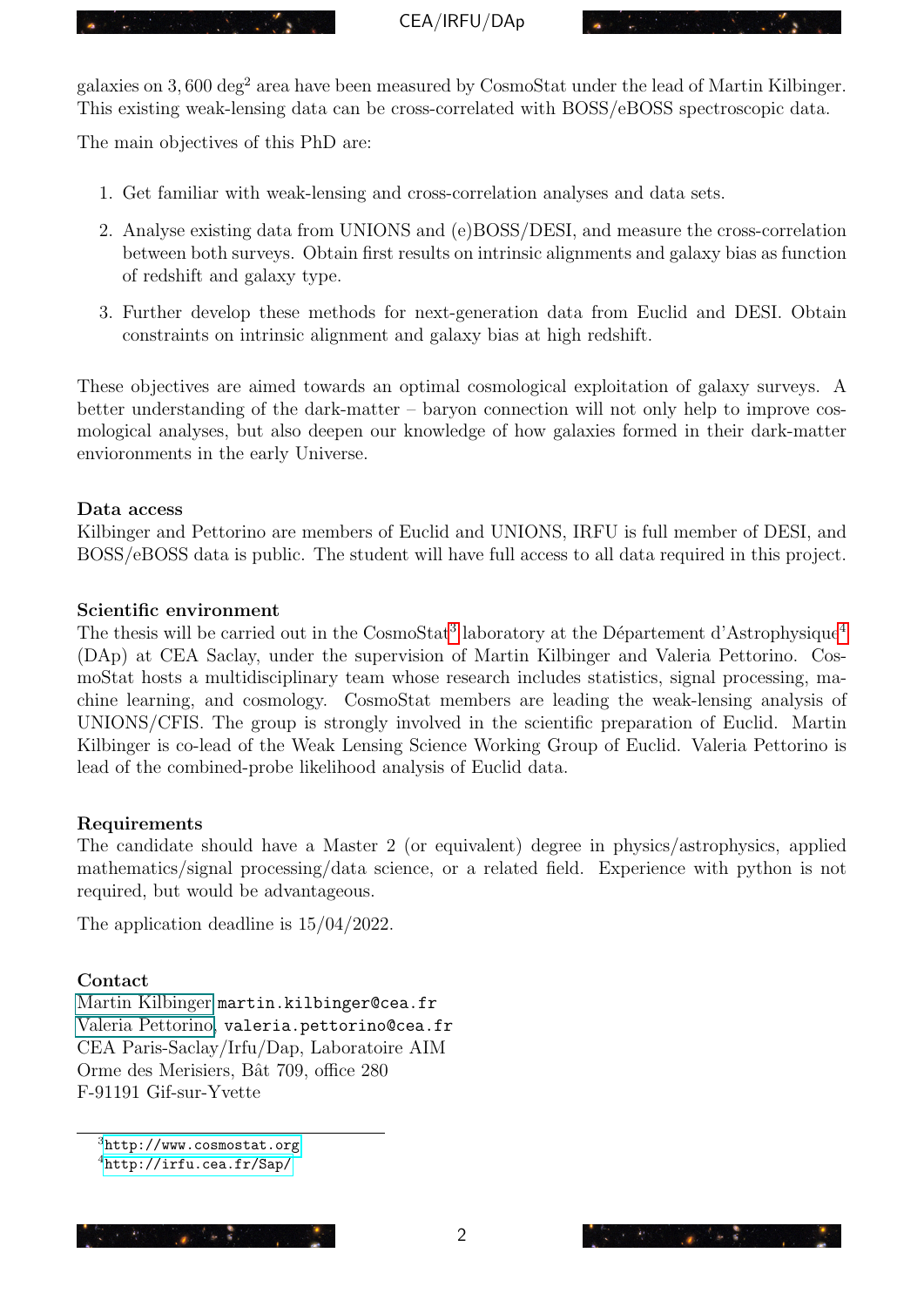galaxies on $3,600$ deg$^2$ area have been measured by CosmoStat under the lead of Martin Kilbinger. This existing weak-lensing data can be cross-correlated with BOSS/eBOSS spectroscopic data.

The main objectives of this PhD are:

1. Get familiar with weak-lensing and cross-correlation analyses and data sets.
2. Analyse existing data from UNIONS and (e)BOSS/DESI, and measure the cross-correlation between both surveys. Obtain first results on intrinsic alignments and galaxy bias as function of redshift and galaxy type.
3. Further develop these methods for next-generation data from Euclid and DESI. Obtain constraints on intrinsic alignment and galaxy bias at high redshift.

These objectives are aimed towards an optimal cosmological exploitation of galaxy surveys. A better understanding of the dark-matter – baryon connection will not only help to improve cosmological analyses, but also deepen our knowledge of how galaxies formed in their dark-matter envioronments in the early Universe.

**Data access**
Kilbinger and Pettorino are members of Euclid and UNIONS, IRFU is full member of DESI, and BOSS/eBOSS data is public. The student will have full access to all data required in this project.

**Scientific environment**
The thesis will be carried out in the CosmoStat[3] laboratory at the Département d'Astrophysique[4] (DAp) at CEA Saclay, under the supervision of Martin Kilbinger and Valeria Pettorino. CosmoStat hosts a multidisciplinary team whose research includes statistics, signal processing, machine learning, and cosmology. CosmoStat members are leading the weak-lensing analysis of UNIONS/CFIS. The group is strongly involved in the scientific preparation of Euclid. Martin Kilbinger is co-lead of the Weak Lensing Science Working Group of Euclid. Valeria Pettorino is lead of the combined-probe likelihood analysis of Euclid data.

**Requirements**
The candidate should have a Master 2 (or equivalent) degree in physics/astrophysics, applied mathematics/signal processing/data science, or a related field. Experience with python is not required, but would be advantageous.

The application deadline is 15/04/2022.

**Contact**
Martin Kilbinger `martin.kilbinger@cea.fr`
Valeria Pettorino, `valeria.pettorino@cea.fr`
CEA Paris-Saclay/Irfu/Dap, Laboratoire AIM
Orme des Merisiers, Bât 709, office 280
F-91191 Gif-sur-Yvette

[3] http://www.cosmostat.org
[4] http://irfu.cea.fr/Sap/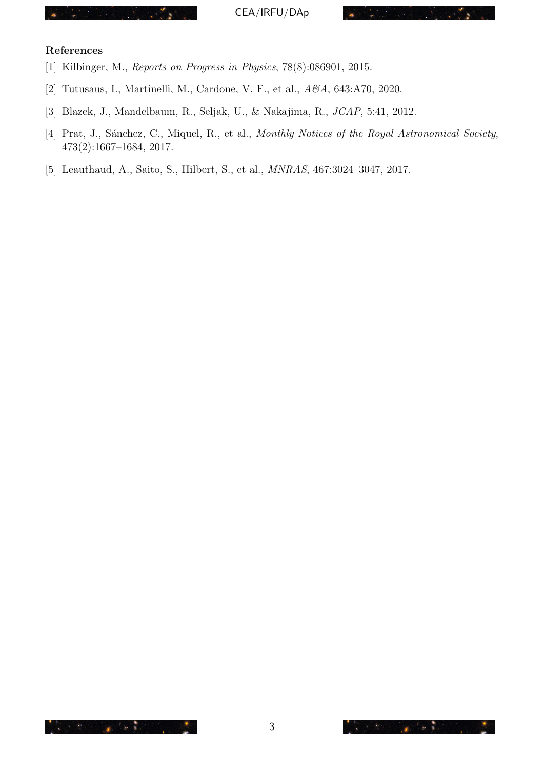### References

[1] Kilbinger, M., *Reports on Progress in Physics*, 78(8):086901, 2015.

[2] Tutusaus, I., Martinelli, M., Cardone, V. F., et al., *A&A*, 643:A70, 2020.

[3] Blazek, J., Mandelbaum, R., Seljak, U., & Nakajima, R., *JCAP*, 5:41, 2012.

[4] Prat, J., Sánchez, C., Miquel, R., et al., *Monthly Notices of the Royal Astronomical Society*, 473(2):1667–1684, 2017.

[5] Leauthaud, A., Saito, S., Hilbert, S., et al., *MNRAS*, 467:3024–3047, 2017.